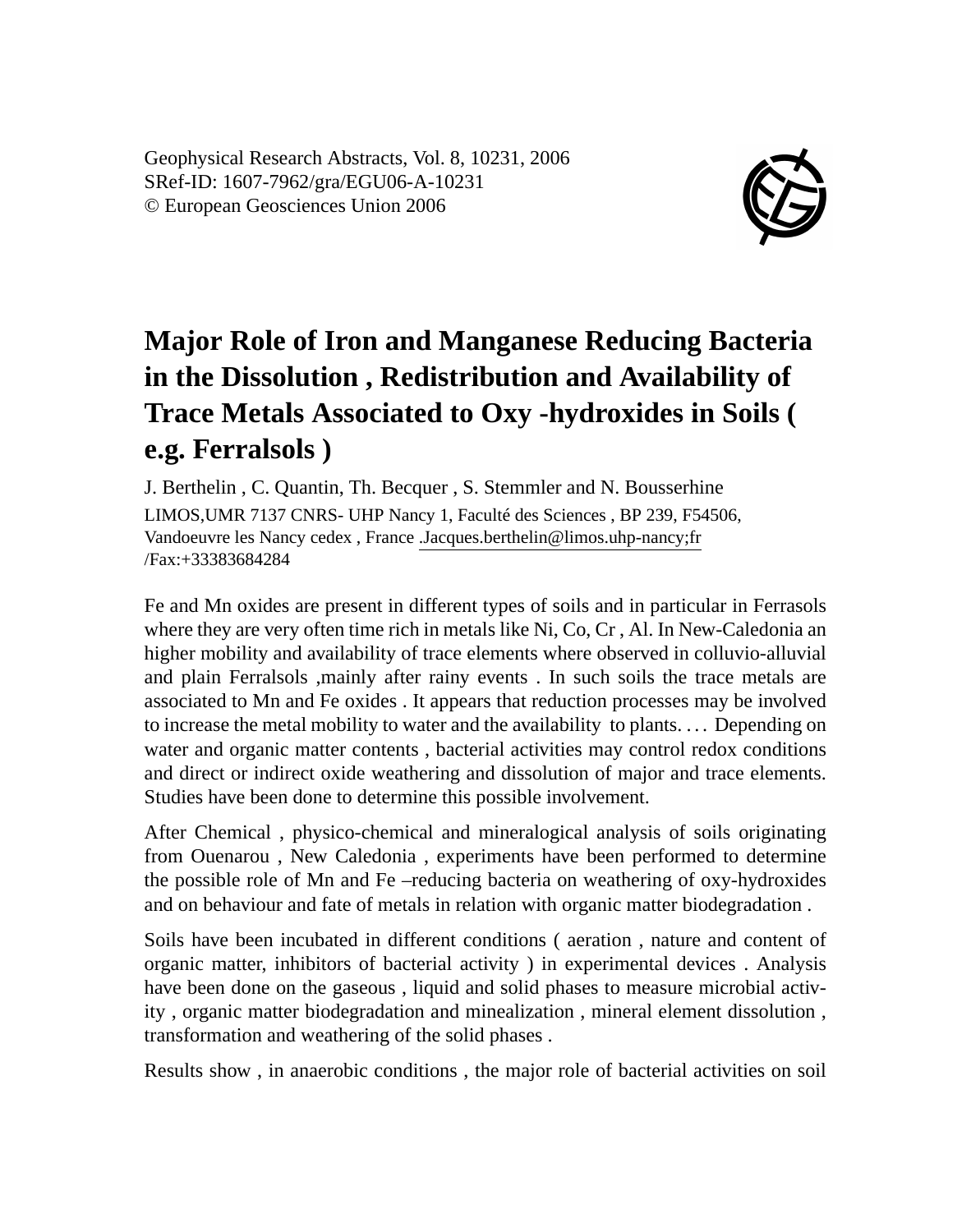Geophysical Research Abstracts, Vol. 8, 10231, 2006
SRef-ID: 1607-7962/gra/EGU06-A-10231
© European Geosciences Union 2006

# Major Role of Iron and Manganese Reducing Bacteria in the Dissolution , Redistribution and Availability of Trace Metals Associated to Oxy -hydroxides in Soils ( e.g. Ferralsols )

J. Berthelin , C. Quantin, Th. Becquer , S. Stemmler and N. Bousserhine

LIMOS,UMR 7137 CNRS- UHP Nancy 1, Faculté des Sciences , BP 239, F54506, Vandoeuvre les Nancy cedex , France .Jacques.berthelin@limos.uhp-nancy;fr /Fax:+33383684284

Fe and Mn oxides are present in different types of soils and in particular in Ferrasols where they are very often time rich in metals like Ni, Co, Cr , Al. In New-Caledonia an higher mobility and availability of trace elements where observed in colluvio-alluvial and plain Ferralsols ,mainly after rainy events . In such soils the trace metals are associated to Mn and Fe oxides . It appears that reduction processes may be involved to increase the metal mobility to water and the availability to plants. . . . Depending on water and organic matter contents , bacterial activities may control redox conditions and direct or indirect oxide weathering and dissolution of major and trace elements. Studies have been done to determine this possible involvement.

After Chemical , physico-chemical and mineralogical analysis of soils originating from Ouenarou , New Caledonia , experiments have been performed to determine the possible role of Mn and Fe –reducing bacteria on weathering of oxy-hydroxides and on behaviour and fate of metals in relation with organic matter biodegradation .

Soils have been incubated in different conditions ( aeration , nature and content of organic matter, inhibitors of bacterial activity ) in experimental devices . Analysis have been done on the gaseous , liquid and solid phases to measure microbial activity , organic matter biodegradation and minealization , mineral element dissolution , transformation and weathering of the solid phases .

Results show , in anaerobic conditions , the major role of bacterial activities on soil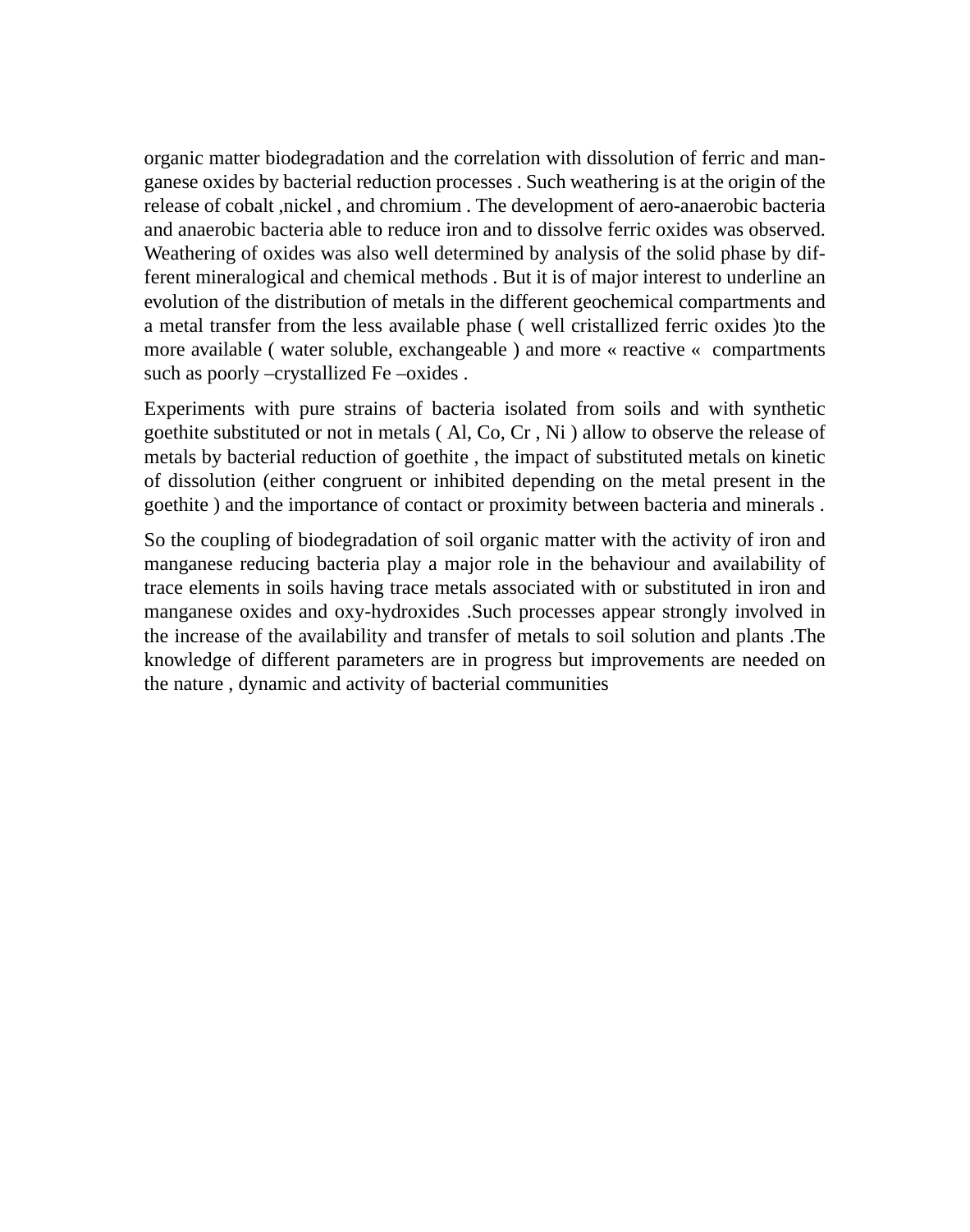organic matter biodegradation and the correlation with dissolution of ferric and manganese oxides by bacterial reduction processes . Such weathering is at the origin of the release of cobalt ,nickel , and chromium . The development of aero-anaerobic bacteria and anaerobic bacteria able to reduce iron and to dissolve ferric oxides was observed. Weathering of oxides was also well determined by analysis of the solid phase by different mineralogical and chemical methods . But it is of major interest to underline an evolution of the distribution of metals in the different geochemical compartments and a metal transfer from the less available phase ( well cristallized ferric oxides )to the more available ( water soluble, exchangeable ) and more « reactive « compartments such as poorly –crystallized Fe –oxides .

Experiments with pure strains of bacteria isolated from soils and with synthetic goethite substituted or not in metals ( Al, Co, Cr , Ni ) allow to observe the release of metals by bacterial reduction of goethite , the impact of substituted metals on kinetic of dissolution (either congruent or inhibited depending on the metal present in the goethite ) and the importance of contact or proximity between bacteria and minerals .

So the coupling of biodegradation of soil organic matter with the activity of iron and manganese reducing bacteria play a major role in the behaviour and availability of trace elements in soils having trace metals associated with or substituted in iron and manganese oxides and oxy-hydroxides .Such processes appear strongly involved in the increase of the availability and transfer of metals to soil solution and plants .The knowledge of different parameters are in progress but improvements are needed on the nature , dynamic and activity of bacterial communities